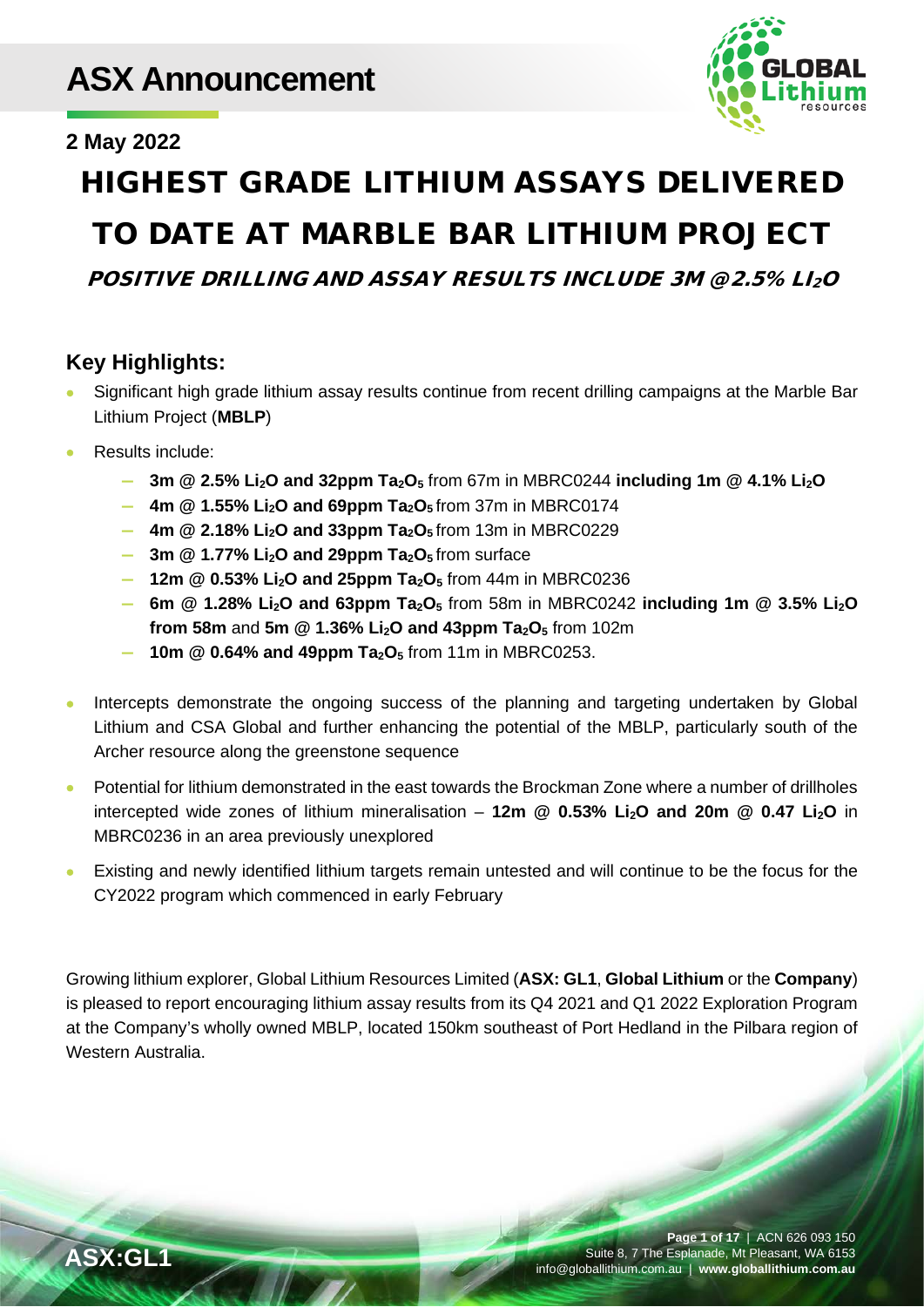# ASX Announcement

**2 May 2022**

# HIGHEST GRADE LITHIUM ASSAYS DELIVERED TO DATE AT MARBLE BAR LITHIUM PROJECT

## *POSITIVE DRILLING AND ASSAY RESULTS INCLUDE 3M @2.5% $LI_2O$*

## Key Highlights:

- Significant high grade lithium assay results continue from recent drilling campaigns at the Marble Bar Lithium Project (**MBLP**)
- Results include:
  - **3m @ 2.5% $Li_2O$ and 32ppm $Ta_2O_5$** from 67m in MBRC0244 **including 1m @ 4.1% $Li_2O$**
  - **4m @ 1.55% $Li_2O$ and 69ppm $Ta_2O_5$** from 37m in MBRC0174
  - **4m @ 2.18% $Li_2O$ and 33ppm $Ta_2O_5$** from 13m in MBRC0229
  - **3m @ 1.77% $Li_2O$ and 29ppm $Ta_2O_5$** from surface
  - **12m @ 0.53% $Li_2O$ and 25ppm $Ta_2O_5$** from 44m in MBRC0236
  - **6m @ 1.28% $Li_2O$ and 63ppm $Ta_2O_5$** from 58m in MBRC0242 **including 1m @ 3.5% $Li_2O$ from 58m** and **5m @ 1.36% $Li_2O$ and 43ppm $Ta_2O_5$** from 102m
  - **10m @ 0.64% and 49ppm $Ta_2O_5$** from 11m in MBRC0253.
- Intercepts demonstrate the ongoing success of the planning and targeting undertaken by Global Lithium and CSA Global and further enhancing the potential of the MBLP, particularly south of the Archer resource along the greenstone sequence
- Potential for lithium demonstrated in the east towards the Brockman Zone where a number of drillholes intercepted wide zones of lithium mineralisation – **12m @ 0.53% $Li_2O$ and 20m @ 0.47 $Li_2O$** in MBRC0236 in an area previously unexplored
- Existing and newly identified lithium targets remain untested and will continue to be the focus for the CY2022 program which commenced in early February

Growing lithium explorer, Global Lithium Resources Limited (**ASX: GL1**, **Global Lithium** or the **Company**) is pleased to report encouraging lithium assay results from its Q4 2021 and Q1 2022 Exploration Program at the Company's wholly owned MBLP, located 150km southeast of Port Hedland in the Pilbara region of Western Australia.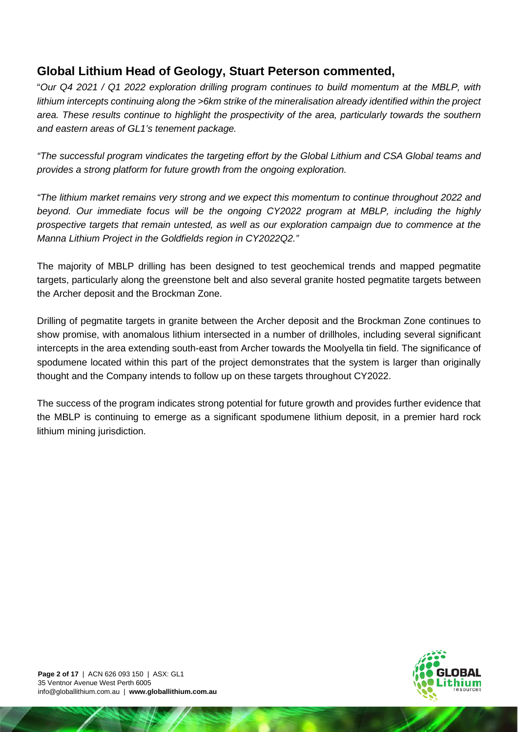## Global Lithium Head of Geology, Stuart Peterson commented,

"*Our Q4 2021 / Q1 2022 exploration drilling program continues to build momentum at the MBLP, with lithium intercepts continuing along the >6km strike of the mineralisation already identified within the project area. These results continue to highlight the prospectivity of the area, particularly towards the southern and eastern areas of GL1's tenement package.*

*"The successful program vindicates the targeting effort by the Global Lithium and CSA Global teams and provides a strong platform for future growth from the ongoing exploration.*

*"The lithium market remains very strong and we expect this momentum to continue throughout 2022 and beyond. Our immediate focus will be the ongoing CY2022 program at MBLP, including the highly prospective targets that remain untested, as well as our exploration campaign due to commence at the Manna Lithium Project in the Goldfields region in CY2022Q2."*

The majority of MBLP drilling has been designed to test geochemical trends and mapped pegmatite targets, particularly along the greenstone belt and also several granite hosted pegmatite targets between the Archer deposit and the Brockman Zone.

Drilling of pegmatite targets in granite between the Archer deposit and the Brockman Zone continues to show promise, with anomalous lithium intersected in a number of drillholes, including several significant intercepts in the area extending south-east from Archer towards the Moolyella tin field. The significance of spodumene located within this part of the project demonstrates that the system is larger than originally thought and the Company intends to follow up on these targets throughout CY2022.

The success of the program indicates strong potential for future growth and provides further evidence that the MBLP is continuing to emerge as a significant spodumene lithium deposit, in a premier hard rock lithium mining jurisdiction.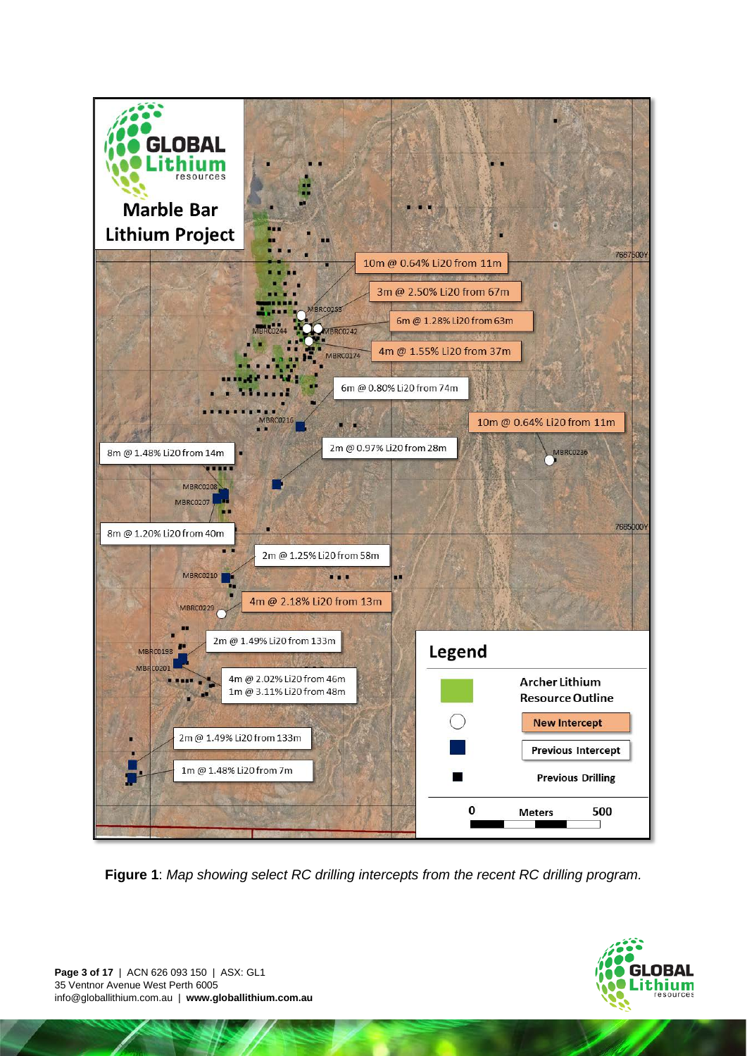**Figure 1**: *Map showing select RC drilling intercepts from the recent RC drilling program.*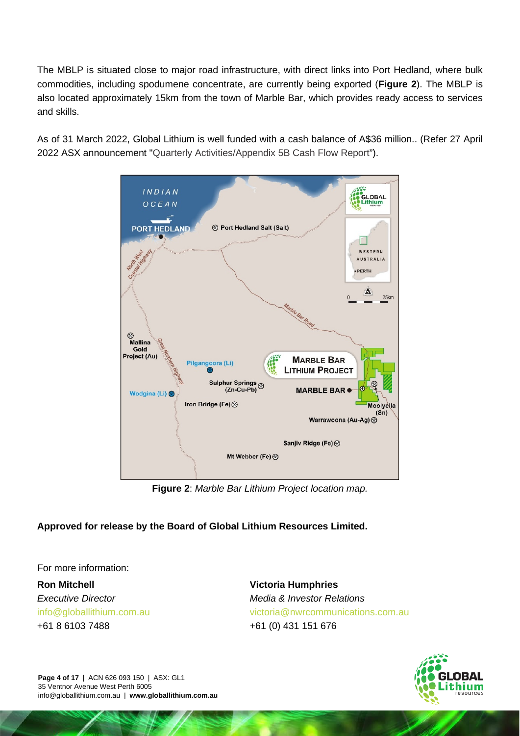The MBLP is situated close to major road infrastructure, with direct links into Port Hedland, where bulk commodities, including spodumene concentrate, are currently being exported (**Figure 2**). The MBLP is also located approximately 15km from the town of Marble Bar, which provides ready access to services and skills.

As of 31 March 2022, Global Lithium is well funded with a cash balance of A$36 million.. (Refer 27 April 2022 ASX announcement "Quarterly Activities/Appendix 5B Cash Flow Report").

**Figure 2**: *Marble Bar Lithium Project location map.*

**Approved for release by the Board of Global Lithium Resources Limited.**

For more information:

**Ron Mitchell**
*Executive Director*
info@globallithium.com.au
+61 8 6103 7488

**Victoria Humphries**
*Media & Investor Relations*
victoria@nwrcommunications.com.au
+61 (0) 431 151 676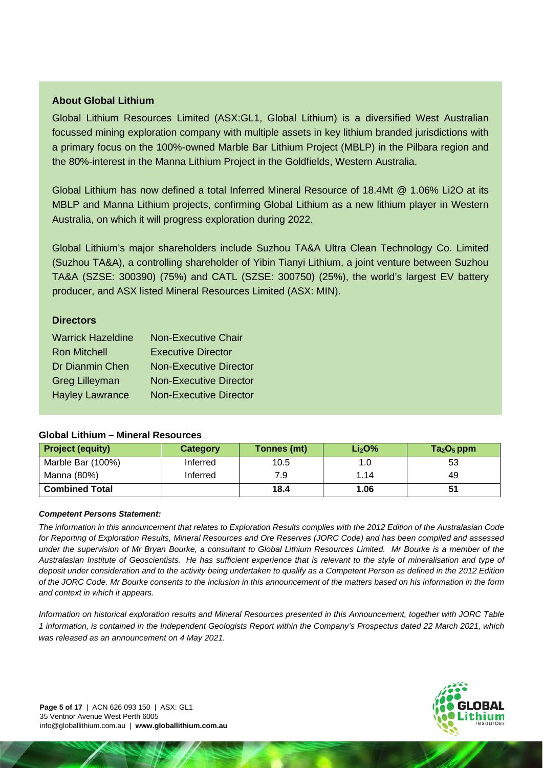### About Global Lithium

Global Lithium Resources Limited (ASX:GL1, Global Lithium) is a diversified West Australian focussed mining exploration company with multiple assets in key lithium branded jurisdictions with a primary focus on the 100%-owned Marble Bar Lithium Project (MBLP) in the Pilbara region and the 80%-interest in the Manna Lithium Project in the Goldfields, Western Australia.

Global Lithium has now defined a total Inferred Mineral Resource of 18.4Mt @ 1.06% Li2O at its MBLP and Manna Lithium projects, confirming Global Lithium as a new lithium player in Western Australia, on which it will progress exploration during 2022.

Global Lithium's major shareholders include Suzhou TA&A Ultra Clean Technology Co. Limited (Suzhou TA&A), a controlling shareholder of Yibin Tianyi Lithium, a joint venture between Suzhou TA&A (SZSE: 300390) (75%) and CATL (SZSE: 300750) (25%), the world's largest EV battery producer, and ASX listed Mineral Resources Limited (ASX: MIN).

### Directors

| | |
|---|---|
| Warrick Hazeldine | Non-Executive Chair |
| Ron Mitchell | Executive Director |
| Dr Dianmin Chen | Non-Executive Director |
| Greg Lilleyman | Non-Executive Director |
| Hayley Lawrance | Non-Executive Director |

### Global Lithium – Mineral Resources

| Project (equity) | Category | Tonnes (mt) | $Li_2O$% | $Ta_2O_5$ ppm |
|---|---|---|---|---|
| Marble Bar (100%) | Inferred | 10.5 | 1.0 | 53 |
| Manna (80%) | Inferred | 7.9 | 1.14 | 49 |
| **Combined Total** | | **18.4** | **1.06** | **51** |

***Competent Persons Statement:***

*The information in this announcement that relates to Exploration Results complies with the 2012 Edition of the Australasian Code for Reporting of Exploration Results, Mineral Resources and Ore Reserves (JORC Code) and has been compiled and assessed under the supervision of Mr Bryan Bourke, a consultant to Global Lithium Resources Limited. Mr Bourke is a member of the Australasian Institute of Geoscientists. He has sufficient experience that is relevant to the style of mineralisation and type of deposit under consideration and to the activity being undertaken to qualify as a Competent Person as defined in the 2012 Edition of the JORC Code. Mr Bourke consents to the inclusion in this announcement of the matters based on his information in the form and context in which it appears.*

*Information on historical exploration results and Mineral Resources presented in this Announcement, together with JORC Table 1 information, is contained in the Independent Geologists Report within the Company's Prospectus dated 22 March 2021, which was released as an announcement on 4 May 2021.*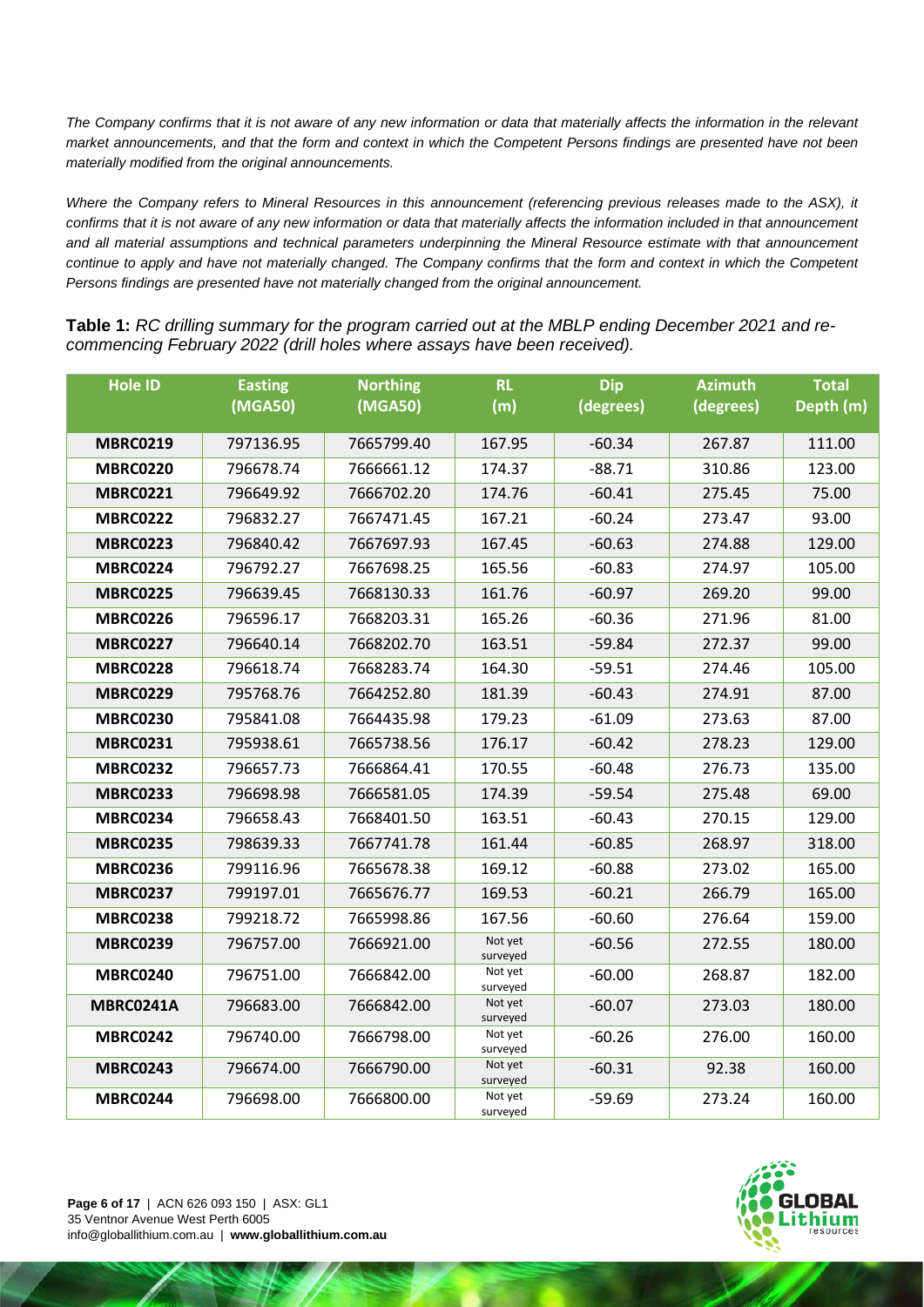*The Company confirms that it is not aware of any new information or data that materially affects the information in the relevant market announcements, and that the form and context in which the Competent Persons findings are presented have not been materially modified from the original announcements.*

*Where the Company refers to Mineral Resources in this announcement (referencing previous releases made to the ASX), it confirms that it is not aware of any new information or data that materially affects the information included in that announcement and all material assumptions and technical parameters underpinning the Mineral Resource estimate with that announcement continue to apply and have not materially changed. The Company confirms that the form and context in which the Competent Persons findings are presented have not materially changed from the original announcement.*

**Table 1:** *RC drilling summary for the program carried out at the MBLP ending December 2021 and re-commencing February 2022 (drill holes where assays have been received).*

| Hole ID | Easting (MGA50) | Northing (MGA50) | RL (m) | Dip (degrees) | Azimuth (degrees) | Total Depth (m) |
|---|---|---|---|---|---|---|
| **MBRC0219** | 797136.95 | 7665799.40 | 167.95 | -60.34 | 267.87 | 111.00 |
| **MBRC0220** | 796678.74 | 7666661.12 | 174.37 | -88.71 | 310.86 | 123.00 |
| **MBRC0221** | 796649.92 | 7666702.20 | 174.76 | -60.41 | 275.45 | 75.00 |
| **MBRC0222** | 796832.27 | 7667471.45 | 167.21 | -60.24 | 273.47 | 93.00 |
| **MBRC0223** | 796840.42 | 7667697.93 | 167.45 | -60.63 | 274.88 | 129.00 |
| **MBRC0224** | 796792.27 | 7667698.25 | 165.56 | -60.83 | 274.97 | 105.00 |
| **MBRC0225** | 796639.45 | 7668130.33 | 161.76 | -60.97 | 269.20 | 99.00 |
| **MBRC0226** | 796596.17 | 7668203.31 | 165.26 | -60.36 | 271.96 | 81.00 |
| **MBRC0227** | 796640.14 | 7668202.70 | 163.51 | -59.84 | 272.37 | 99.00 |
| **MBRC0228** | 796618.74 | 7668283.74 | 164.30 | -59.51 | 274.46 | 105.00 |
| **MBRC0229** | 795768.76 | 7664252.80 | 181.39 | -60.43 | 274.91 | 87.00 |
| **MBRC0230** | 795841.08 | 7664435.98 | 179.23 | -61.09 | 273.63 | 87.00 |
| **MBRC0231** | 795938.61 | 7665738.56 | 176.17 | -60.42 | 278.23 | 129.00 |
| **MBRC0232** | 796657.73 | 7666864.41 | 170.55 | -60.48 | 276.73 | 135.00 |
| **MBRC0233** | 796698.98 | 7666581.05 | 174.39 | -59.54 | 275.48 | 69.00 |
| **MBRC0234** | 796658.43 | 7668401.50 | 163.51 | -60.43 | 270.15 | 129.00 |
| **MBRC0235** | 798639.33 | 7667741.78 | 161.44 | -60.85 | 268.97 | 318.00 |
| **MBRC0236** | 799116.96 | 7665678.38 | 169.12 | -60.88 | 273.02 | 165.00 |
| **MBRC0237** | 799197.01 | 7665676.77 | 169.53 | -60.21 | 266.79 | 165.00 |
| **MBRC0238** | 799218.72 | 7665998.86 | 167.56 | -60.60 | 276.64 | 159.00 |
| **MBRC0239** | 796757.00 | 7666921.00 | Not yet surveyed | -60.56 | 272.55 | 180.00 |
| **MBRC0240** | 796751.00 | 7666842.00 | Not yet surveyed | -60.00 | 268.87 | 182.00 |
| **MBRC0241A** | 796683.00 | 7666842.00 | Not yet surveyed | -60.07 | 273.03 | 180.00 |
| **MBRC0242** | 796740.00 | 7666798.00 | Not yet surveyed | -60.26 | 276.00 | 160.00 |
| **MBRC0243** | 796674.00 | 7666790.00 | Not yet surveyed | -60.31 | 92.38 | 160.00 |
| **MBRC0244** | 796698.00 | 7666800.00 | Not yet surveyed | -59.69 | 273.24 | 160.00 |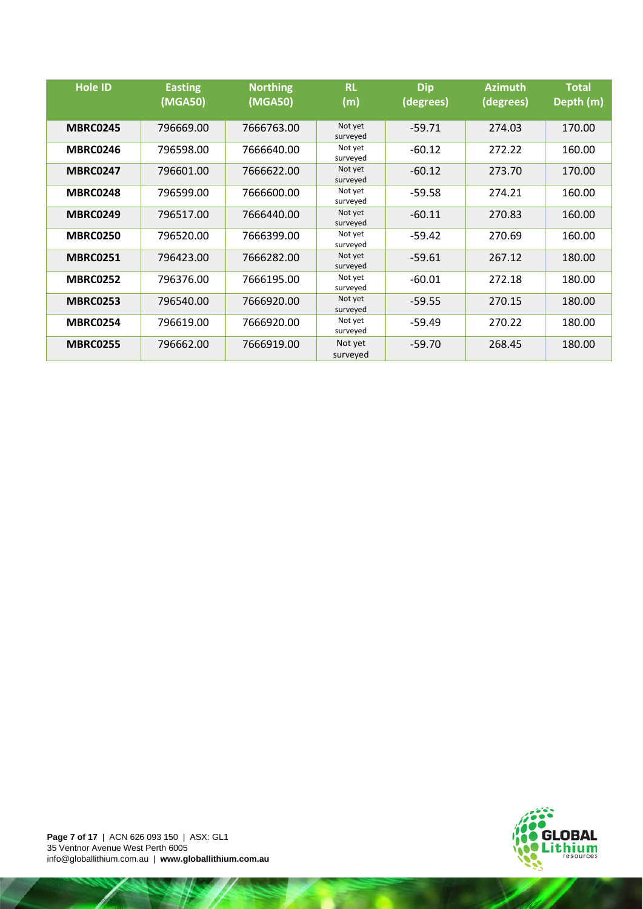| Hole ID | Easting (MGA50) | Northing (MGA50) | RL (m) | Dip (degrees) | Azimuth (degrees) | Total Depth (m) |
|---|---|---|---|---|---|---|
| **MBRC0245** | 796669.00 | 7666763.00 | Not yet surveyed | -59.71 | 274.03 | 170.00 |
| **MBRC0246** | 796598.00 | 7666640.00 | Not yet surveyed | -60.12 | 272.22 | 160.00 |
| **MBRC0247** | 796601.00 | 7666622.00 | Not yet surveyed | -60.12 | 273.70 | 170.00 |
| **MBRC0248** | 796599.00 | 7666600.00 | Not yet surveyed | -59.58 | 274.21 | 160.00 |
| **MBRC0249** | 796517.00 | 7666440.00 | Not yet surveyed | -60.11 | 270.83 | 160.00 |
| **MBRC0250** | 796520.00 | 7666399.00 | Not yet surveyed | -59.42 | 270.69 | 160.00 |
| **MBRC0251** | 796423.00 | 7666282.00 | Not yet surveyed | -59.61 | 267.12 | 180.00 |
| **MBRC0252** | 796376.00 | 7666195.00 | Not yet surveyed | -60.01 | 272.18 | 180.00 |
| **MBRC0253** | 796540.00 | 7666920.00 | Not yet surveyed | -59.55 | 270.15 | 180.00 |
| **MBRC0254** | 796619.00 | 7666920.00 | Not yet surveyed | -59.49 | 270.22 | 180.00 |
| **MBRC0255** | 796662.00 | 7666919.00 | Not yet surveyed | -59.70 | 268.45 | 180.00 |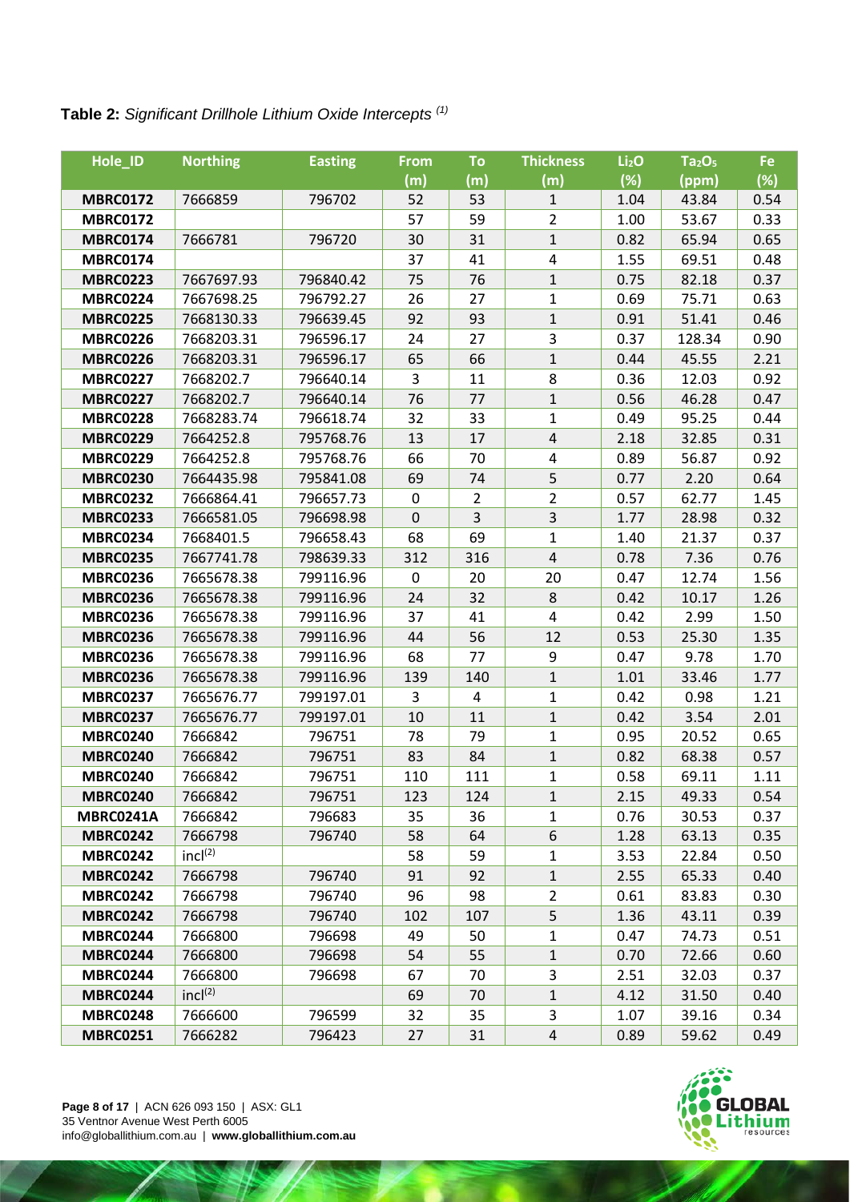**Table 2:** *Significant Drillhole Lithium Oxide Intercepts [(1)]*

| Hole_ID | Northing | Easting | From (m) | To (m) | Thickness (m) | $Li_2O$ (%) | $Ta_2O_5$ (ppm) | Fe (%) |
|---|---|---|---|---|---|---|---|---|
| **MBRC0172** | 7666859 | 796702 | 52 | 53 | 1 | 1.04 | 43.84 | 0.54 |
| **MBRC0172** | | | 57 | 59 | 2 | 1.00 | 53.67 | 0.33 |
| **MBRC0174** | 7666781 | 796720 | 30 | 31 | 1 | 0.82 | 65.94 | 0.65 |
| **MBRC0174** | | | 37 | 41 | 4 | 1.55 | 69.51 | 0.48 |
| **MBRC0223** | 7667697.93 | 796840.42 | 75 | 76 | 1 | 0.75 | 82.18 | 0.37 |
| **MBRC0224** | 7667698.25 | 796792.27 | 26 | 27 | 1 | 0.69 | 75.71 | 0.63 |
| **MBRC0225** | 7668130.33 | 796639.45 | 92 | 93 | 1 | 0.91 | 51.41 | 0.46 |
| **MBRC0226** | 7668203.31 | 796596.17 | 24 | 27 | 3 | 0.37 | 128.34 | 0.90 |
| **MBRC0226** | 7668203.31 | 796596.17 | 65 | 66 | 1 | 0.44 | 45.55 | 2.21 |
| **MBRC0227** | 7668202.7 | 796640.14 | 3 | 11 | 8 | 0.36 | 12.03 | 0.92 |
| **MBRC0227** | 7668202.7 | 796640.14 | 76 | 77 | 1 | 0.56 | 46.28 | 0.47 |
| **MBRC0228** | 7668283.74 | 796618.74 | 32 | 33 | 1 | 0.49 | 95.25 | 0.44 |
| **MBRC0229** | 7664252.8 | 795768.76 | 13 | 17 | 4 | 2.18 | 32.85 | 0.31 |
| **MBRC0229** | 7664252.8 | 795768.76 | 66 | 70 | 4 | 0.89 | 56.87 | 0.92 |
| **MBRC0230** | 7664435.98 | 795841.08 | 69 | 74 | 5 | 0.77 | 2.20 | 0.64 |
| **MBRC0232** | 7666864.41 | 796657.73 | 0 | 2 | 2 | 0.57 | 62.77 | 1.45 |
| **MBRC0233** | 7666581.05 | 796698.98 | 0 | 3 | 3 | 1.77 | 28.98 | 0.32 |
| **MBRC0234** | 7668401.5 | 796658.43 | 68 | 69 | 1 | 1.40 | 21.37 | 0.37 |
| **MBRC0235** | 7667741.78 | 798639.33 | 312 | 316 | 4 | 0.78 | 7.36 | 0.76 |
| **MBRC0236** | 7665678.38 | 799116.96 | 0 | 20 | 20 | 0.47 | 12.74 | 1.56 |
| **MBRC0236** | 7665678.38 | 799116.96 | 24 | 32 | 8 | 0.42 | 10.17 | 1.26 |
| **MBRC0236** | 7665678.38 | 799116.96 | 37 | 41 | 4 | 0.42 | 2.99 | 1.50 |
| **MBRC0236** | 7665678.38 | 799116.96 | 44 | 56 | 12 | 0.53 | 25.30 | 1.35 |
| **MBRC0236** | 7665678.38 | 799116.96 | 68 | 77 | 9 | 0.47 | 9.78 | 1.70 |
| **MBRC0236** | 7665678.38 | 799116.96 | 139 | 140 | 1 | 1.01 | 33.46 | 1.77 |
| **MBRC0237** | 7665676.77 | 799197.01 | 3 | 4 | 1 | 0.42 | 0.98 | 1.21 |
| **MBRC0237** | 7665676.77 | 799197.01 | 10 | 11 | 1 | 0.42 | 3.54 | 2.01 |
| **MBRC0240** | 7666842 | 796751 | 78 | 79 | 1 | 0.95 | 20.52 | 0.65 |
| **MBRC0240** | 7666842 | 796751 | 83 | 84 | 1 | 0.82 | 68.38 | 0.57 |
| **MBRC0240** | 7666842 | 796751 | 110 | 111 | 1 | 0.58 | 69.11 | 1.11 |
| **MBRC0240** | 7666842 | 796751 | 123 | 124 | 1 | 2.15 | 49.33 | 0.54 |
| **MBRC0241A** | 7666842 | 796683 | 35 | 36 | 1 | 0.76 | 30.53 | 0.37 |
| **MBRC0242** | 7666798 | 796740 | 58 | 64 | 6 | 1.28 | 63.13 | 0.35 |
| **MBRC0242** | incl[(2)] | | 58 | 59 | 1 | 3.53 | 22.84 | 0.50 |
| **MBRC0242** | 7666798 | 796740 | 91 | 92 | 1 | 2.55 | 65.33 | 0.40 |
| **MBRC0242** | 7666798 | 796740 | 96 | 98 | 2 | 0.61 | 83.83 | 0.30 |
| **MBRC0242** | 7666798 | 796740 | 102 | 107 | 5 | 1.36 | 43.11 | 0.39 |
| **MBRC0244** | 7666800 | 796698 | 49 | 50 | 1 | 0.47 | 74.73 | 0.51 |
| **MBRC0244** | 7666800 | 796698 | 54 | 55 | 1 | 0.70 | 72.66 | 0.60 |
| **MBRC0244** | 7666800 | 796698 | 67 | 70 | 3 | 2.51 | 32.03 | 0.37 |
| **MBRC0244** | incl[(2)] | | 69 | 70 | 1 | 4.12 | 31.50 | 0.40 |
| **MBRC0248** | 7666600 | 796599 | 32 | 35 | 3 | 1.07 | 39.16 | 0.34 |
| **MBRC0251** | 7666282 | 796423 | 27 | 31 | 4 | 0.89 | 59.62 | 0.49 |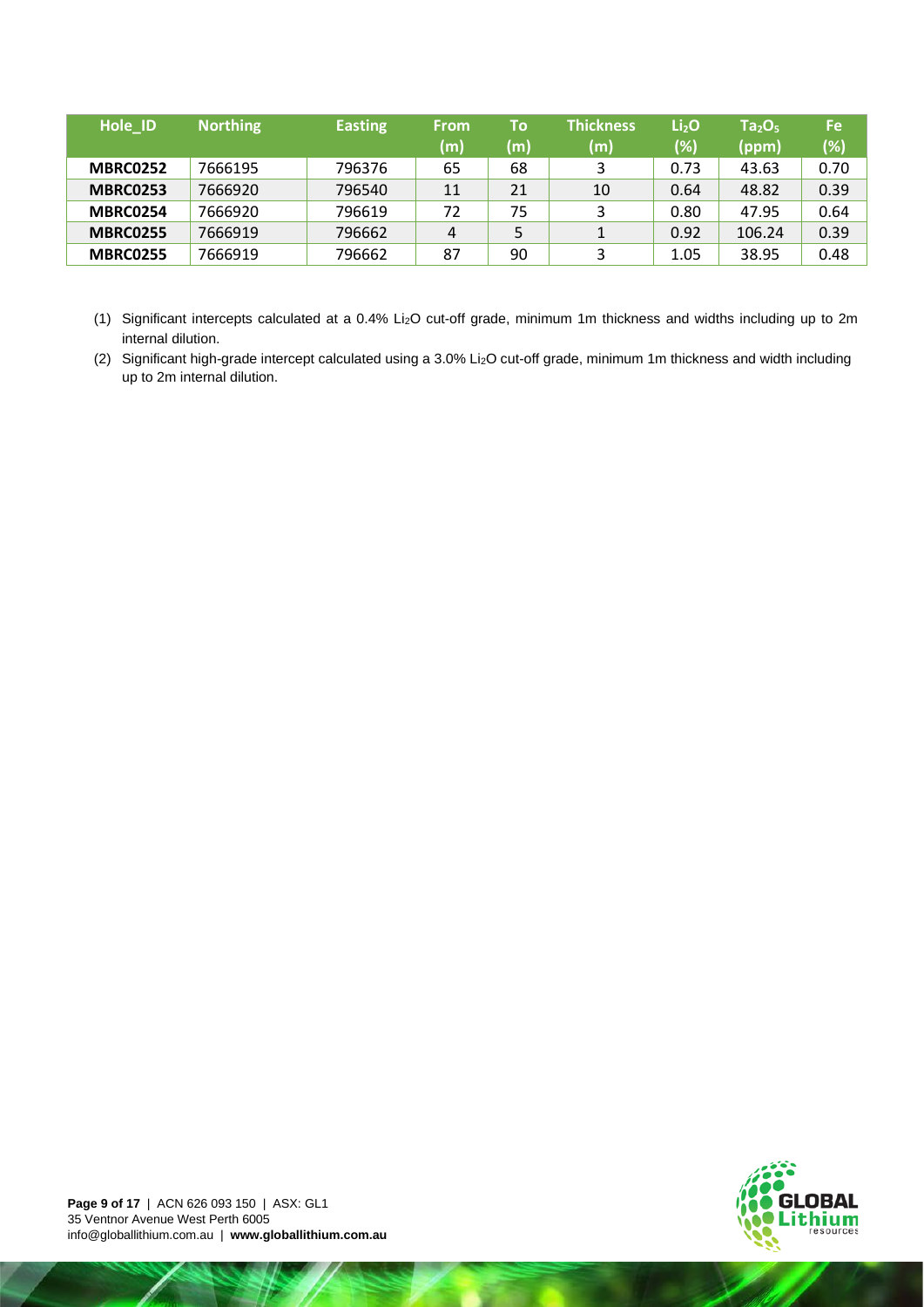| Hole_ID | Northing | Easting | From (m) | To (m) | Thickness (m) | $Li_2O$ (%) | $Ta_2O_5$ (ppm) | Fe (%) |
|---|---|---|---|---|---|---|---|---|
| **MBRC0252** | 7666195 | 796376 | 65 | 68 | 3 | 0.73 | 43.63 | 0.70 |
| **MBRC0253** | 7666920 | 796540 | 11 | 21 | 10 | 0.64 | 48.82 | 0.39 |
| **MBRC0254** | 7666920 | 796619 | 72 | 75 | 3 | 0.80 | 47.95 | 0.64 |
| **MBRC0255** | 7666919 | 796662 | 4 | 5 | 1 | 0.92 | 106.24 | 0.39 |
| **MBRC0255** | 7666919 | 796662 | 87 | 90 | 3 | 1.05 | 38.95 | 0.48 |

(1) Significant intercepts calculated at a 0.4% $Li_2O$ cut-off grade, minimum 1m thickness and widths including up to 2m internal dilution.

(2) Significant high-grade intercept calculated using a 3.0% $Li_2O$ cut-off grade, minimum 1m thickness and width including up to 2m internal dilution.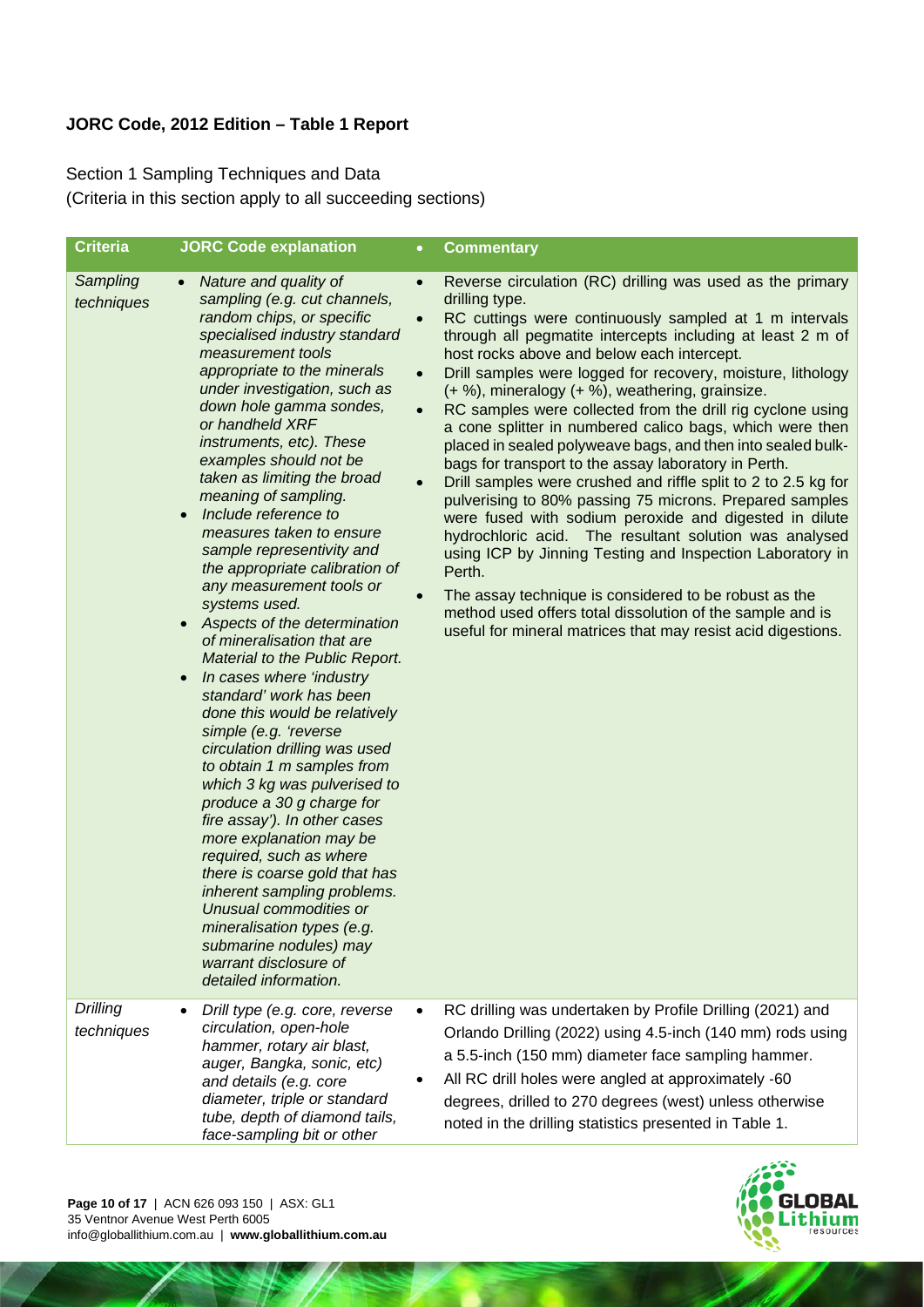**JORC Code, 2012 Edition – Table 1 Report**

Section 1 Sampling Techniques and Data
(Criteria in this section apply to all succeeding sections)

| Criteria | JORC Code explanation | Commentary |
|---|---|---|
| *Sampling techniques* | • *Nature and quality of sampling (e.g. cut channels, random chips, or specific specialised industry standard measurement tools appropriate to the minerals under investigation, such as down hole gamma sondes, or handheld XRF instruments, etc). These examples should not be taken as limiting the broad meaning of sampling.*<br>• *Include reference to measures taken to ensure sample representivity and the appropriate calibration of any measurement tools or systems used.*<br>• *Aspects of the determination of mineralisation that are Material to the Public Report.*<br>• *In cases where 'industry standard' work has been done this would be relatively simple (e.g. 'reverse circulation drilling was used to obtain 1 m samples from which 3 kg was pulverised to produce a 30 g charge for fire assay'). In other cases more explanation may be required, such as where there is coarse gold that has inherent sampling problems. Unusual commodities or mineralisation types (e.g. submarine nodules) may warrant disclosure of detailed information.* | • Reverse circulation (RC) drilling was used as the primary drilling type.<br>• RC cuttings were continuously sampled at 1 m intervals through all pegmatite intercepts including at least 2 m of host rocks above and below each intercept.<br>• Drill samples were logged for recovery, moisture, lithology (+ %), mineralogy (+ %), weathering, grainsize.<br>• RC samples were collected from the drill rig cyclone using a cone splitter in numbered calico bags, which were then placed in sealed polyweave bags, and then into sealed bulk-bags for transport to the assay laboratory in Perth.<br>• Drill samples were crushed and riffle split to 2 to 2.5 kg for pulverising to 80% passing 75 microns. Prepared samples were fused with sodium peroxide and digested in dilute hydrochloric acid. The resultant solution was analysed using ICP by Jinning Testing and Inspection Laboratory in Perth.<br>• The assay technique is considered to be robust as the method used offers total dissolution of the sample and is useful for mineral matrices that may resist acid digestions. |
| *Drilling techniques* | • *Drill type (e.g. core, reverse circulation, open-hole hammer, rotary air blast, auger, Bangka, sonic, etc) and details (e.g. core diameter, triple or standard tube, depth of diamond tails, face-sampling bit or other* | • RC drilling was undertaken by Profile Drilling (2021) and Orlando Drilling (2022) using 4.5-inch (140 mm) rods using a 5.5-inch (150 mm) diameter face sampling hammer.<br>• All RC drill holes were angled at approximately -60 degrees, drilled to 270 degrees (west) unless otherwise noted in the drilling statistics presented in Table 1. |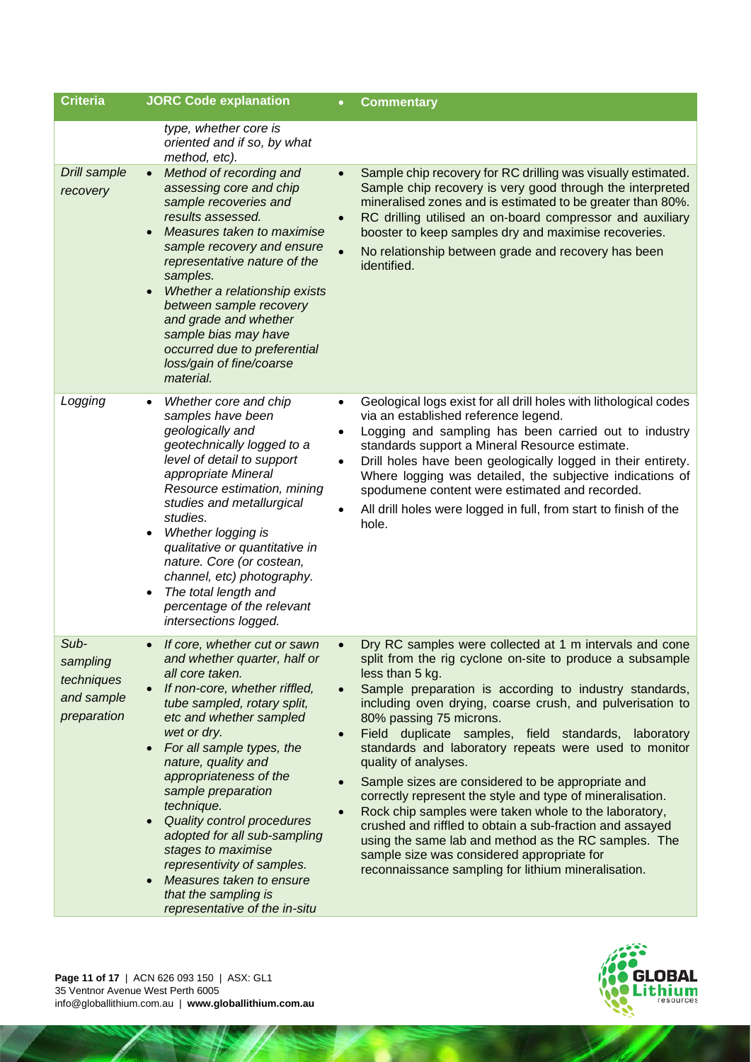| Criteria | JORC Code explanation | Commentary |
|---|---|---|
| | *type, whether core is oriented and if so, by what method, etc).* | |
| *Drill sample recovery* | • *Method of recording and assessing core and chip sample recoveries and results assessed.*<br>• *Measures taken to maximise sample recovery and ensure representative nature of the samples.*<br>• *Whether a relationship exists between sample recovery and grade and whether sample bias may have occurred due to preferential loss/gain of fine/coarse material.* | • Sample chip recovery for RC drilling was visually estimated. Sample chip recovery is very good through the interpreted mineralised zones and is estimated to be greater than 80%.<br>• RC drilling utilised an on-board compressor and auxiliary booster to keep samples dry and maximise recoveries.<br>• No relationship between grade and recovery has been identified. |
| *Logging* | • *Whether core and chip samples have been geologically and geotechnically logged to a level of detail to support appropriate Mineral Resource estimation, mining studies and metallurgical studies.*<br>• *Whether logging is qualitative or quantitative in nature. Core (or costean, channel, etc) photography.*<br>• *The total length and percentage of the relevant intersections logged.* | • Geological logs exist for all drill holes with lithological codes via an established reference legend.<br>• Logging and sampling has been carried out to industry standards support a Mineral Resource estimate.<br>• Drill holes have been geologically logged in their entirety. Where logging was detailed, the subjective indications of spodumene content were estimated and recorded.<br>• All drill holes were logged in full, from start to finish of the hole. |
| *Sub-sampling techniques and sample preparation* | • *If core, whether cut or sawn and whether quarter, half or all core taken.*<br>• *If non-core, whether riffled, tube sampled, rotary split, etc and whether sampled wet or dry.*<br>• *For all sample types, the nature, quality and appropriateness of the sample preparation technique.*<br>• *Quality control procedures adopted for all sub-sampling stages to maximise representivity of samples.*<br>• *Measures taken to ensure that the sampling is representative of the in-situ* | • Dry RC samples were collected at 1 m intervals and cone split from the rig cyclone on-site to produce a subsample less than 5 kg.<br>• Sample preparation is according to industry standards, including oven drying, coarse crush, and pulverisation to 80% passing 75 microns.<br>• Field duplicate samples, field standards, laboratory standards and laboratory repeats were used to monitor quality of analyses.<br>• Sample sizes are considered to be appropriate and correctly represent the style and type of mineralisation.<br>• Rock chip samples were taken whole to the laboratory, crushed and riffled to obtain a sub-fraction and assayed using the same lab and method as the RC samples. The sample size was considered appropriate for reconnaissance sampling for lithium mineralisation. |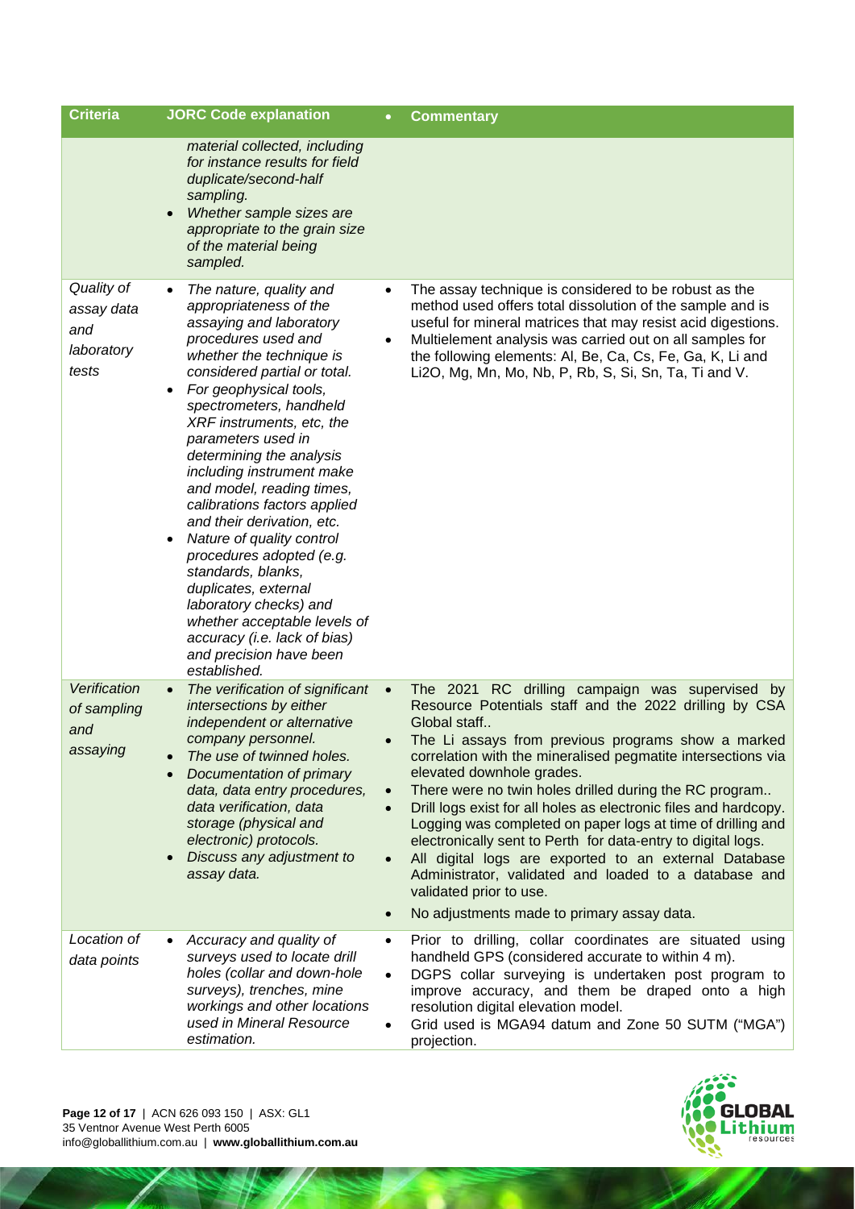| Criteria | JORC Code explanation | Commentary |
|---|---|---|
| | *material collected, including for instance results for field duplicate/second-half sampling.*<br>• *Whether sample sizes are appropriate to the grain size of the material being sampled.* | |
| *Quality of assay data and laboratory tests* | • *The nature, quality and appropriateness of the assaying and laboratory procedures used and whether the technique is considered partial or total.*<br>• *For geophysical tools, spectrometers, handheld XRF instruments, etc, the parameters used in determining the analysis including instrument make and model, reading times, calibrations factors applied and their derivation, etc.*<br>• *Nature of quality control procedures adopted (e.g. standards, blanks, duplicates, external laboratory checks) and whether acceptable levels of accuracy (i.e. lack of bias) and precision have been established.* | • The assay technique is considered to be robust as the method used offers total dissolution of the sample and is useful for mineral matrices that may resist acid digestions.<br>• Multielement analysis was carried out on all samples for the following elements: Al, Be, Ca, Cs, Fe, Ga, K, Li and Li2O, Mg, Mn, Mo, Nb, P, Rb, S, Si, Sn, Ta, Ti and V. |
| *Verification of sampling and assaying* | • *The verification of significant intersections by either independent or alternative company personnel.*<br>• *The use of twinned holes.*<br>• *Documentation of primary data, data entry procedures, data verification, data storage (physical and electronic) protocols.*<br>• *Discuss any adjustment to assay data.* | • The 2021 RC drilling campaign was supervised by Resource Potentials staff and the 2022 drilling by CSA Global staff..<br>• The Li assays from previous programs show a marked correlation with the mineralised pegmatite intersections via elevated downhole grades.<br>• There were no twin holes drilled during the RC program..<br>• Drill logs exist for all holes as electronic files and hardcopy. Logging was completed on paper logs at time of drilling and electronically sent to Perth for data-entry to digital logs.<br>• All digital logs are exported to an external Database Administrator, validated and loaded to a database and validated prior to use.<br>• No adjustments made to primary assay data. |
| *Location of data points* | • *Accuracy and quality of surveys used to locate drill holes (collar and down-hole surveys), trenches, mine workings and other locations used in Mineral Resource estimation.* | • Prior to drilling, collar coordinates are situated using handheld GPS (considered accurate to within 4 m).<br>• DGPS collar surveying is undertaken post program to improve accuracy, and them be draped onto a high resolution digital elevation model.<br>• Grid used is MGA94 datum and Zone 50 SUTM ("MGA") projection. |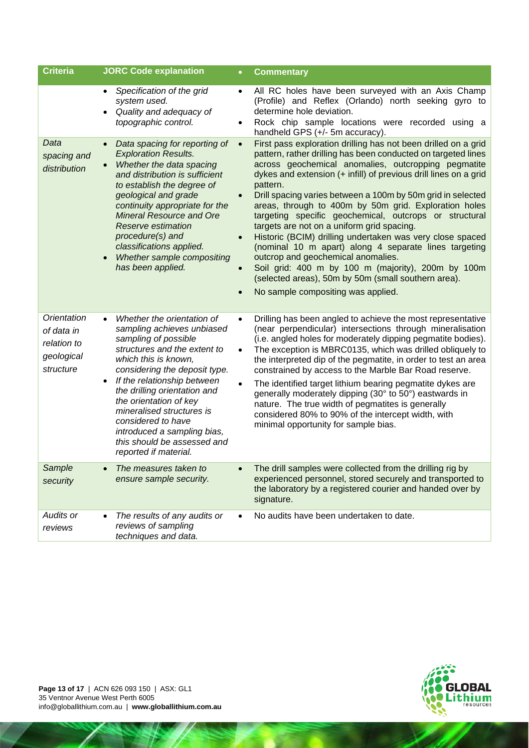| Criteria | JORC Code explanation | Commentary |
|---|---|---|
| | • *Specification of the grid system used.*<br>• *Quality and adequacy of topographic control.* | • All RC holes have been surveyed with an Axis Champ (Profile) and Reflex (Orlando) north seeking gyro to determine hole deviation.<br>• Rock chip sample locations were recorded using a handheld GPS (+/- 5m accuracy). |
| *Data spacing and distribution* | • *Data spacing for reporting of Exploration Results.*<br>• *Whether the data spacing and distribution is sufficient to establish the degree of geological and grade continuity appropriate for the Mineral Resource and Ore Reserve estimation procedure(s) and classifications applied.*<br>• *Whether sample compositing has been applied.* | • First pass exploration drilling has not been drilled on a grid pattern, rather drilling has been conducted on targeted lines across geochemical anomalies, outcropping pegmatite dykes and extension (+ infill) of previous drill lines on a grid pattern.<br>• Drill spacing varies between a 100m by 50m grid in selected areas, through to 400m by 50m grid. Exploration holes targeting specific geochemical, outcrops or structural targets are not on a uniform grid spacing.<br>• Historic (BCIM) drilling undertaken was very close spaced (nominal 10 m apart) along 4 separate lines targeting outcrop and geochemical anomalies.<br>• Soil grid: 400 m by 100 m (majority), 200m by 100m (selected areas), 50m by 50m (small southern area).<br>• No sample compositing was applied. |
| *Orientation of data in relation to geological structure* | • *Whether the orientation of sampling achieves unbiased sampling of possible structures and the extent to which this is known, considering the deposit type.*<br>• *If the relationship between the drilling orientation and the orientation of key mineralised structures is considered to have introduced a sampling bias, this should be assessed and reported if material.* | • Drilling has been angled to achieve the most representative (near perpendicular) intersections through mineralisation (i.e. angled holes for moderately dipping pegmatite bodies).<br>• The exception is MBRC0135, which was drilled obliquely to the interpreted dip of the pegmatite, in order to test an area constrained by access to the Marble Bar Road reserve.<br>• The identified target lithium bearing pegmatite dykes are generally moderately dipping (30° to 50°) eastwards in nature. The true width of pegmatites is generally considered 80% to 90% of the intercept width, with minimal opportunity for sample bias. |
| *Sample security* | • *The measures taken to ensure sample security.* | • The drill samples were collected from the drilling rig by experienced personnel, stored securely and transported to the laboratory by a registered courier and handed over by signature. |
| *Audits or reviews* | • *The results of any audits or reviews of sampling techniques and data.* | • No audits have been undertaken to date. |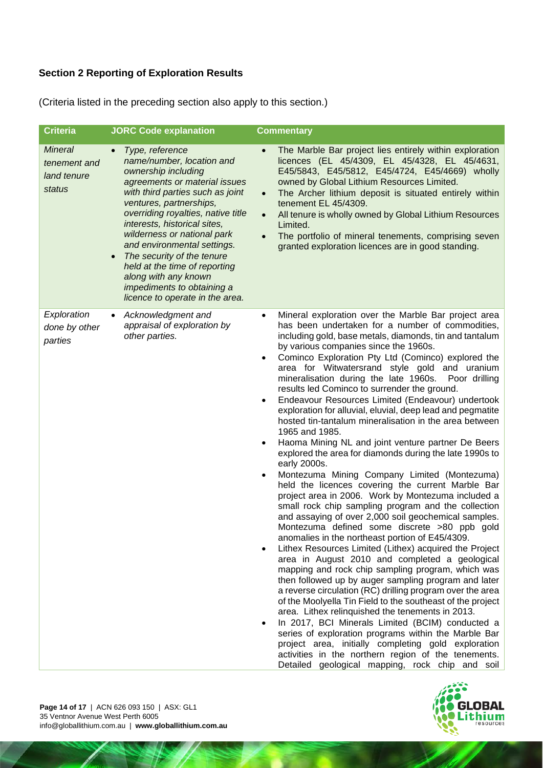**Section 2 Reporting of Exploration Results**

(Criteria listed in the preceding section also apply to this section.)

| Criteria | JORC Code explanation | Commentary |
|---|---|---|
| *Mineral tenement and land tenure status* | • *Type, reference name/number, location and ownership including agreements or material issues with third parties such as joint ventures, partnerships, overriding royalties, native title interests, historical sites, wilderness or national park and environmental settings.*<br>• *The security of the tenure held at the time of reporting along with any known impediments to obtaining a licence to operate in the area.* | • The Marble Bar project lies entirely within exploration licences (EL 45/4309, EL 45/4328, EL 45/4631, E45/5843, E45/5812, E45/4724, E45/4669) wholly owned by Global Lithium Resources Limited.<br>• The Archer lithium deposit is situated entirely within tenement EL 45/4309.<br>• All tenure is wholly owned by Global Lithium Resources Limited.<br>• The portfolio of mineral tenements, comprising seven granted exploration licences are in good standing. |
| *Exploration done by other parties* | • *Acknowledgment and appraisal of exploration by other parties.* | • Mineral exploration over the Marble Bar project area has been undertaken for a number of commodities, including gold, base metals, diamonds, tin and tantalum by various companies since the 1960s.<br>• Cominco Exploration Pty Ltd (Cominco) explored the area for Witwatersrand style gold and uranium mineralisation during the late 1960s. Poor drilling results led Cominco to surrender the ground.<br>• Endeavour Resources Limited (Endeavour) undertook exploration for alluvial, eluvial, deep lead and pegmatite hosted tin-tantalum mineralisation in the area between 1965 and 1985.<br>• Haoma Mining NL and joint venture partner De Beers explored the area for diamonds during the late 1990s to early 2000s.<br>• Montezuma Mining Company Limited (Montezuma) held the licences covering the current Marble Bar project area in 2006. Work by Montezuma included a small rock chip sampling program and the collection and assaying of over 2,000 soil geochemical samples. Montezuma defined some discrete >80 ppb gold anomalies in the northeast portion of E45/4309.<br>• Lithex Resources Limited (Lithex) acquired the Project area in August 2010 and completed a geological mapping and rock chip sampling program, which was then followed up by auger sampling program and later a reverse circulation (RC) drilling program over the area of the Moolyella Tin Field to the southeast of the project area. Lithex relinquished the tenements in 2013.<br>• In 2017, BCI Minerals Limited (BCIM) conducted a series of exploration programs within the Marble Bar project area, initially completing gold exploration activities in the northern region of the tenements. Detailed geological mapping, rock chip and soil |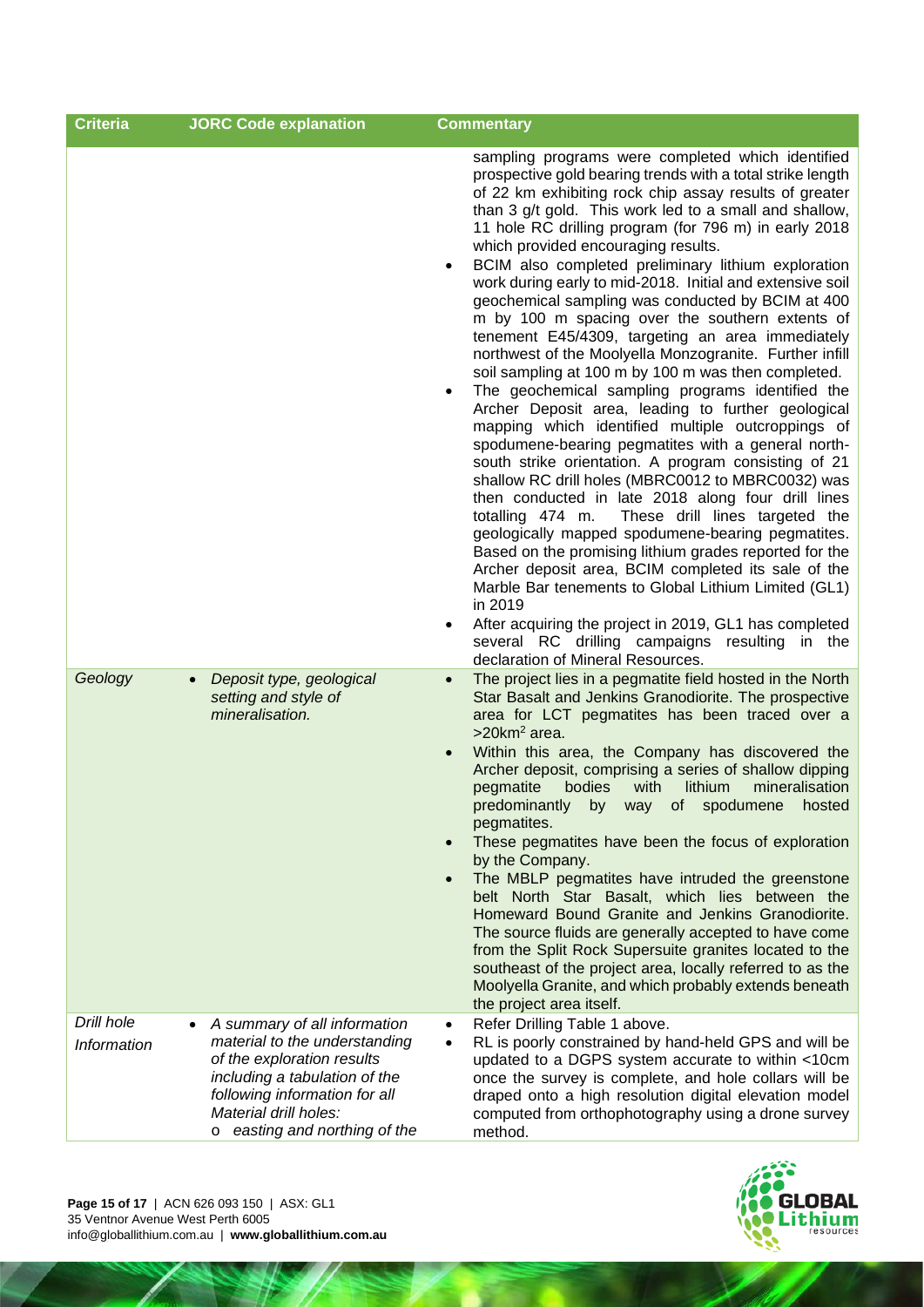| Criteria | JORC Code explanation | Commentary |
|---|---|---|
| | | sampling programs were completed which identified prospective gold bearing trends with a total strike length of 22 km exhibiting rock chip assay results of greater than 3 g/t gold. This work led to a small and shallow, 11 hole RC drilling program (for 796 m) in early 2018 which provided encouraging results.<br>• BCIM also completed preliminary lithium exploration work during early to mid-2018. Initial and extensive soil geochemical sampling was conducted by BCIM at 400 m by 100 m spacing over the southern extents of tenement E45/4309, targeting an area immediately northwest of the Moolyella Monzogranite. Further infill soil sampling at 100 m by 100 m was then completed.<br>• The geochemical sampling programs identified the Archer Deposit area, leading to further geological mapping which identified multiple outcroppings of spodumene-bearing pegmatites with a general north-south strike orientation. A program consisting of 21 shallow RC drill holes (MBRC0012 to MBRC0032) was then conducted in late 2018 along four drill lines totalling 474 m. These drill lines targeted the geologically mapped spodumene-bearing pegmatites. Based on the promising lithium grades reported for the Archer deposit area, BCIM completed its sale of the Marble Bar tenements to Global Lithium Limited (GL1) in 2019<br>• After acquiring the project in 2019, GL1 has completed several RC drilling campaigns resulting in the declaration of Mineral Resources. |
| *Geology* | • *Deposit type, geological setting and style of mineralisation.* | • The project lies in a pegmatite field hosted in the North Star Basalt and Jenkins Granodiorite. The prospective area for LCT pegmatites has been traced over a >20km$^2$ area.<br>• Within this area, the Company has discovered the Archer deposit, comprising a series of shallow dipping pegmatite bodies with lithium mineralisation predominantly by way of spodumene hosted pegmatites.<br>• These pegmatites have been the focus of exploration by the Company.<br>• The MBLP pegmatites have intruded the greenstone belt North Star Basalt, which lies between the Homeward Bound Granite and Jenkins Granodiorite. The source fluids are generally accepted to have come from the Split Rock Supersuite granites located to the southeast of the project area, locally referred to as the Moolyella Granite, and which probably extends beneath the project area itself. |
| *Drill hole Information* | • *A summary of all information material to the understanding of the exploration results including a tabulation of the following information for all Material drill holes:*<br>o *easting and northing of the* | • Refer Drilling Table 1 above.<br>• RL is poorly constrained by hand-held GPS and will be updated to a DGPS system accurate to within <10cm once the survey is complete, and hole collars will be draped onto a high resolution digital elevation model computed from orthophotography using a drone survey method. |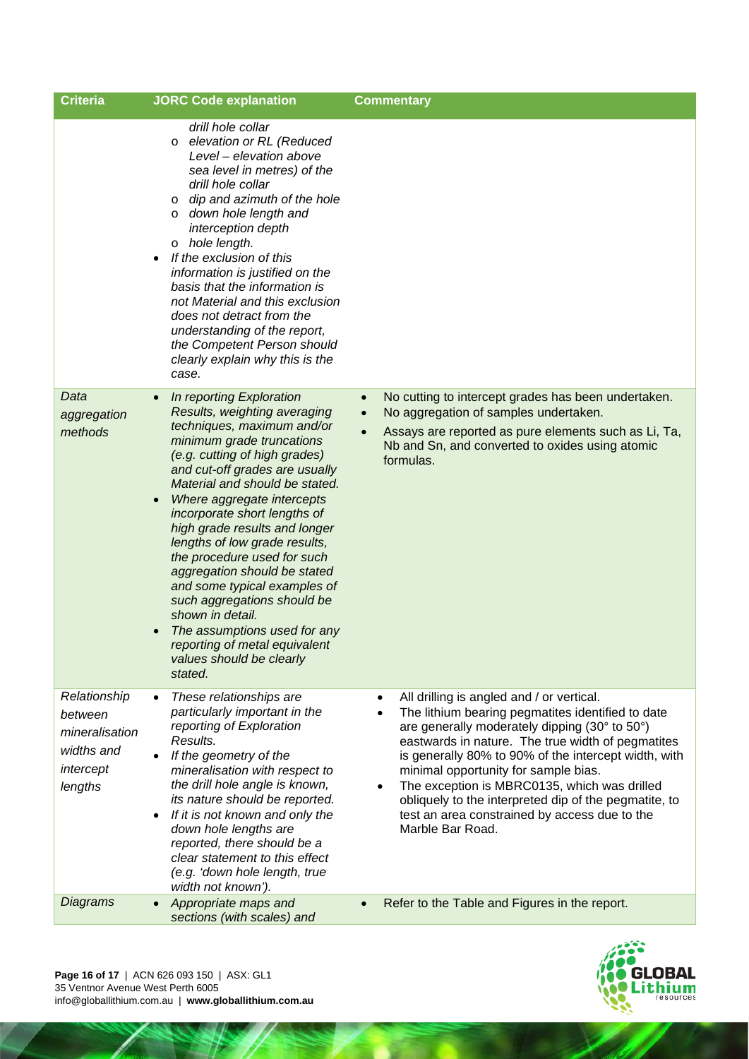| Criteria | JORC Code explanation | Commentary |
|---|---|---|
| | *drill hole collar*<br>o *elevation or RL (Reduced Level – elevation above sea level in metres) of the drill hole collar*<br>o *dip and azimuth of the hole*<br>o *down hole length and interception depth*<br>o *hole length.*<br>• *If the exclusion of this information is justified on the basis that the information is not Material and this exclusion does not detract from the understanding of the report, the Competent Person should clearly explain why this is the case.* | |
| *Data aggregation methods* | • *In reporting Exploration Results, weighting averaging techniques, maximum and/or minimum grade truncations (e.g. cutting of high grades) and cut-off grades are usually Material and should be stated.*<br>• *Where aggregate intercepts incorporate short lengths of high grade results and longer lengths of low grade results, the procedure used for such aggregation should be stated and some typical examples of such aggregations should be shown in detail.*<br>• *The assumptions used for any reporting of metal equivalent values should be clearly stated.* | • No cutting to intercept grades has been undertaken.<br>• No aggregation of samples undertaken.<br>• Assays are reported as pure elements such as Li, Ta, Nb and Sn, and converted to oxides using atomic formulas. |
| *Relationship between mineralisation widths and intercept lengths* | • *These relationships are particularly important in the reporting of Exploration Results.*<br>• *If the geometry of the mineralisation with respect to the drill hole angle is known, its nature should be reported.*<br>• *If it is not known and only the down hole lengths are reported, there should be a clear statement to this effect (e.g. 'down hole length, true width not known').* | • All drilling is angled and / or vertical.<br>• The lithium bearing pegmatites identified to date are generally moderately dipping (30° to 50°) eastwards in nature. The true width of pegmatites is generally 80% to 90% of the intercept width, with minimal opportunity for sample bias.<br>• The exception is MBRC0135, which was drilled obliquely to the interpreted dip of the pegmatite, to test an area constrained by access due to the Marble Bar Road. |
| *Diagrams* | • *Appropriate maps and sections (with scales) and* | • Refer to the Table and Figures in the report. |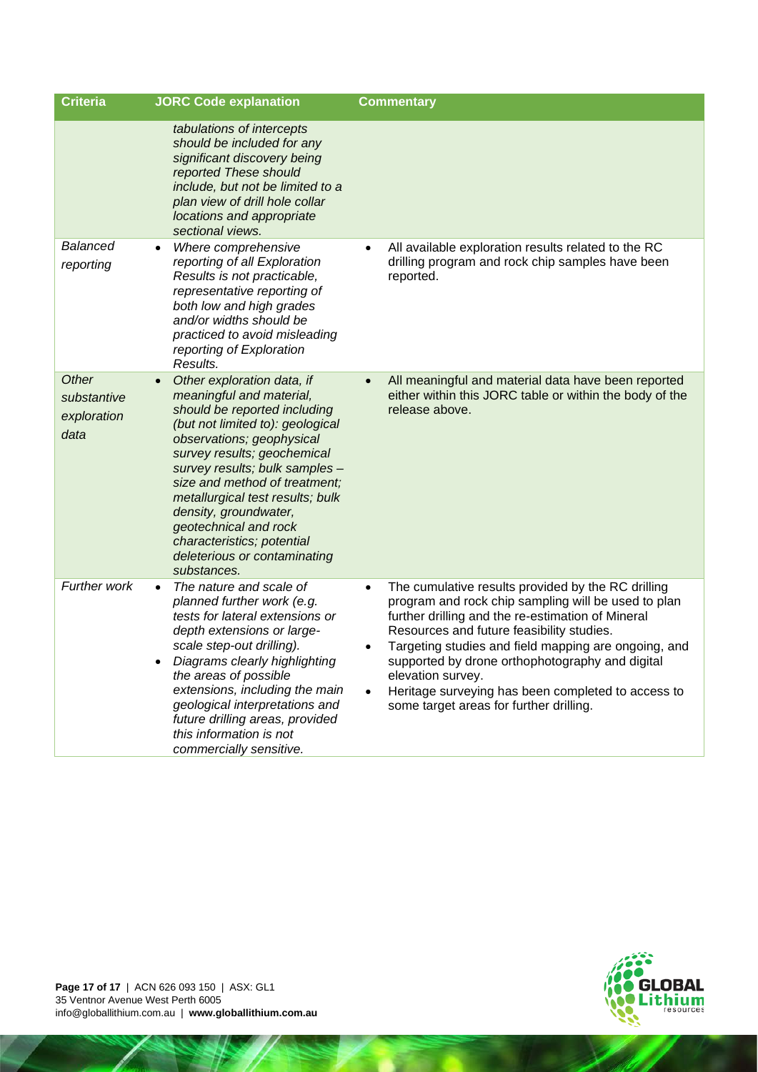| Criteria | JORC Code explanation | Commentary |
|---|---|---|
| | *tabulations of intercepts should be included for any significant discovery being reported These should include, but not be limited to a plan view of drill hole collar locations and appropriate sectional views.* | |
| *Balanced reporting* | • *Where comprehensive reporting of all Exploration Results is not practicable, representative reporting of both low and high grades and/or widths should be practiced to avoid misleading reporting of Exploration Results.* | • All available exploration results related to the RC drilling program and rock chip samples have been reported. |
| *Other substantive exploration data* | • *Other exploration data, if meaningful and material, should be reported including (but not limited to): geological observations; geophysical survey results; geochemical survey results; bulk samples – size and method of treatment; metallurgical test results; bulk density, groundwater, geotechnical and rock characteristics; potential deleterious or contaminating substances.* | • All meaningful and material data have been reported either within this JORC table or within the body of the release above. |
| *Further work* | • *The nature and scale of planned further work (e.g. tests for lateral extensions or depth extensions or large-scale step-out drilling).* <br> • *Diagrams clearly highlighting the areas of possible extensions, including the main geological interpretations and future drilling areas, provided this information is not commercially sensitive.* | • The cumulative results provided by the RC drilling program and rock chip sampling will be used to plan further drilling and the re-estimation of Mineral Resources and future feasibility studies. <br> • Targeting studies and field mapping are ongoing, and supported by drone orthophotography and digital elevation survey. <br> • Heritage surveying has been completed to access to some target areas for further drilling. |